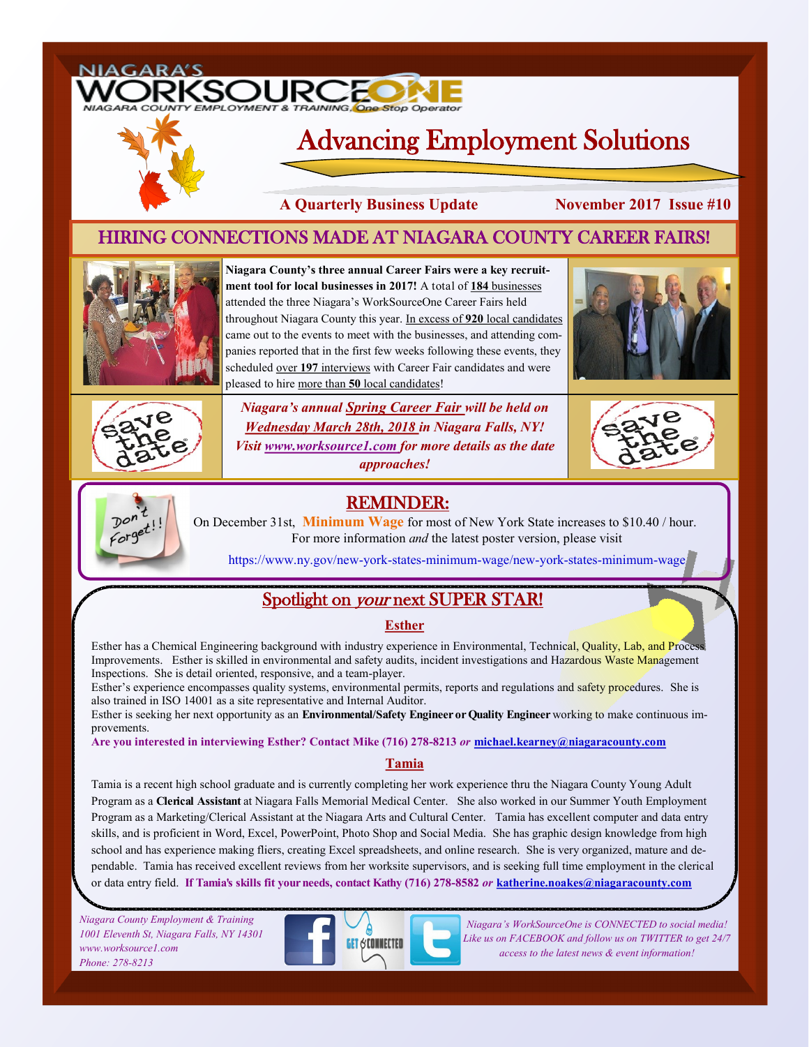NIAGARA'S WORKSOURCEONE

NIAGARA COUNTY EMPLOYMENT & TRAINING, One Stop Operator

# Advancing Employment Solutions

**A Quarterly Business Update** **November 2017 Issue #10**

## HIRING CONNECTIONS MADE AT NIAGARA COUNTY CAREER FAIRS!

**Niagara County's three annual Career Fairs were a key recruitment tool for local businesses in 2017!** A total of **184** businesses attended the three Niagara's WorkSourceOne Career Fairs held throughout Niagara County this year. In excess of **920** local candidates came out to the events to meet with the businesses, and attending companies reported that in the first few weeks following these events, they scheduled over **197** interviews with Career Fair candidates and were pleased to hire more than **50** local candidates!

save the date

***Niagara's annual Spring Career Fair will be held on Wednesday March 28th, 2018 in Niagara Falls, NY! Visit www.worksource1.com for more details as the date approaches!***

save the date

Don't Forget!!

## REMINDER:

On December 31st, **Minimum Wage** for most of New York State increases to $10.40 / hour. For more information *and* the latest poster version, please visit

https://www.ny.gov/new-york-states-minimum-wage/new-york-states-minimum-wage

## Spotlight on *your* next SUPER STAR!

### Esther

Esther has a Chemical Engineering background with industry experience in Environmental, Technical, Quality, Lab, and Process Improvements. Esther is skilled in environmental and safety audits, incident investigations and Hazardous Waste Management Inspections. She is detail oriented, responsive, and a team-player.

Esther's experience encompasses quality systems, environmental permits, reports and regulations and safety procedures. She is also trained in ISO 14001 as a site representative and Internal Auditor.

Esther is seeking her next opportunity as an **Environmental/Safety Engineer or Quality Engineer** working to make continuous improvements.

**Are you interested in interviewing Esther? Contact Mike (716) 278-8213 *or* michael.kearney@niagaracounty.com**

### Tamia

Tamia is a recent high school graduate and is currently completing her work experience thru the Niagara County Young Adult Program as a **Clerical Assistant** at Niagara Falls Memorial Medical Center. She also worked in our Summer Youth Employment Program as a Marketing/Clerical Assistant at the Niagara Arts and Cultural Center. Tamia has excellent computer and data entry skills, and is proficient in Word, Excel, PowerPoint, Photo Shop and Social Media. She has graphic design knowledge from high school and has experience making fliers, creating Excel spreadsheets, and online research. She is very organized, mature and dependable. Tamia has received excellent reviews from her worksite supervisors, and is seeking full time employment in the clerical or data entry field. **If Tamia's skills fit your needs, contact Kathy (716) 278-8582 *or* katherine.noakes@niagaracounty.com**

*Niagara County Employment & Training*
*1001 Eleventh St, Niagara Falls, NY 14301*
*www.worksource1.com*
*Phone: 278-8213*

GET CONNECTED

*Niagara's WorkSourceOne is CONNECTED to social media! Like us on FACEBOOK and follow us on TWITTER to get 24/7 access to the latest news & event information!*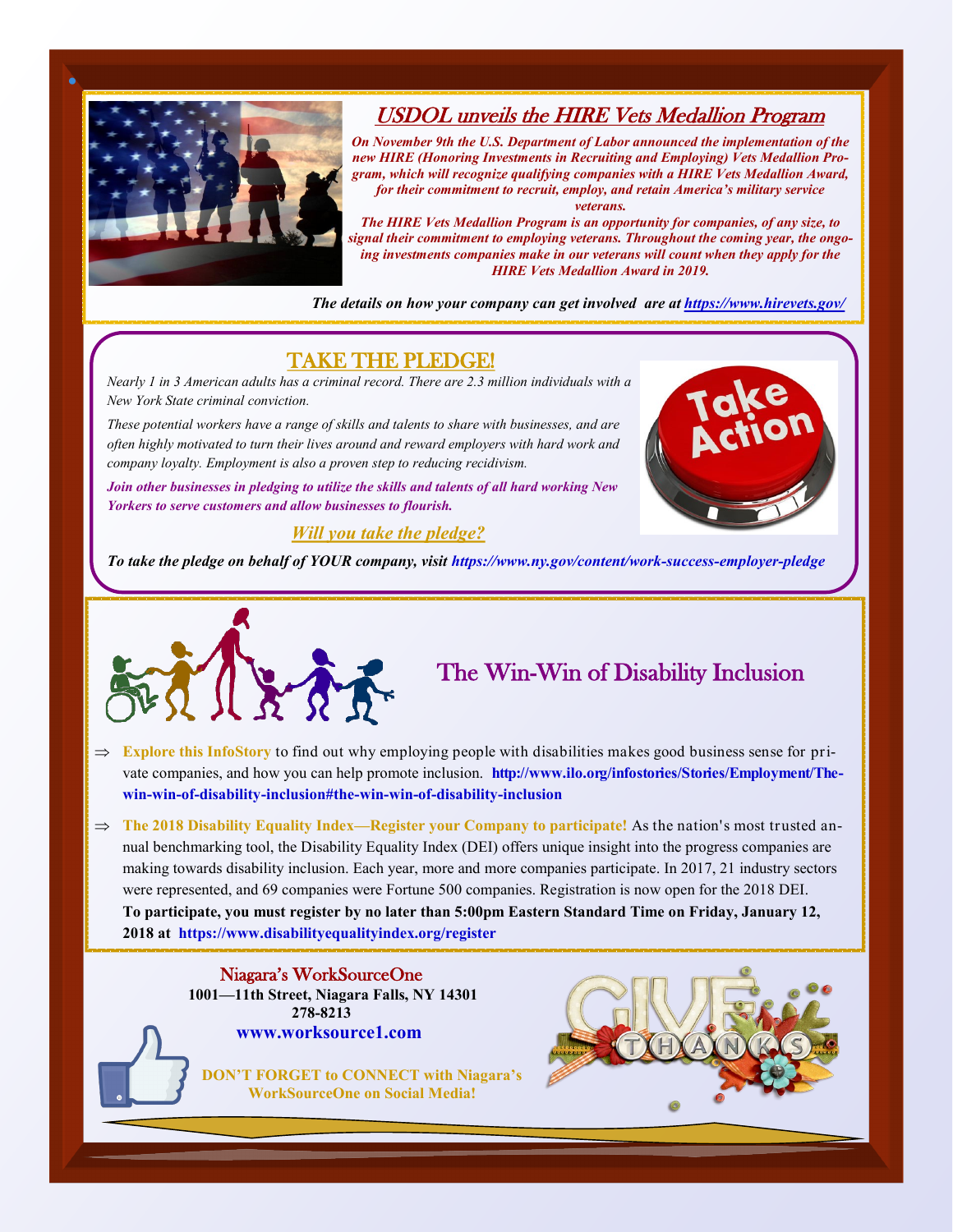## USDOL unveils the HIRE Vets Medallion Program

***On November 9th the U.S. Department of Labor announced the implementation of the new HIRE (Honoring Investments in Recruiting and Employing) Vets Medallion Program, which will recognize qualifying companies with a HIRE Vets Medallion Award, for their commitment to recruit, employ, and retain America's military service veterans.***

***The HIRE Vets Medallion Program is an opportunity for companies, of any size, to signal their commitment to employing veterans. Throughout the coming year, the ongoing investments companies make in our veterans will count when they apply for the HIRE Vets Medallion Award in 2019.***

***The details on how your company can get involved are at https://www.hirevets.gov/***

## TAKE THE PLEDGE!

*Nearly 1 in 3 American adults has a criminal record. There are 2.3 million individuals with a New York State criminal conviction.*

*These potential workers have a range of skills and talents to share with businesses, and are often highly motivated to turn their lives around and reward employers with hard work and company loyalty. Employment is also a proven step to reducing recidivism.*

***Join other businesses in pledging to utilize the skills and talents of all hard working New Yorkers to serve customers and allow businesses to flourish.***

***Will you take the pledge?***

***To take the pledge on behalf of YOUR company, visit https://www.ny.gov/content/work-success-employer-pledge***

## The Win-Win of Disability Inclusion

⇒ **Explore this InfoStory** to find out why employing people with disabilities makes good business sense for private companies, and how you can help promote inclusion. **http://www.ilo.org/infostories/Stories/Employment/The-win-win-of-disability-inclusion#the-win-win-of-disability-inclusion**

⇒ **The 2018 Disability Equality Index—Register your Company to participate!** As the nation's most trusted annual benchmarking tool, the Disability Equality Index (DEI) offers unique insight into the progress companies are making towards disability inclusion. Each year, more and more companies participate. In 2017, 21 industry sectors were represented, and 69 companies were Fortune 500 companies. Registration is now open for the 2018 DEI. **To participate, you must register by no later than 5:00pm Eastern Standard Time on Friday, January 12, 2018 at https://www.disabilityequalityindex.org/register**

Niagara's WorkSourceOne
**1001—11th Street, Niagara Falls, NY 14301**
**278-8213**
**www.worksource1.com**

**DON'T FORGET to CONNECT with Niagara's WorkSourceOne on Social Media!**